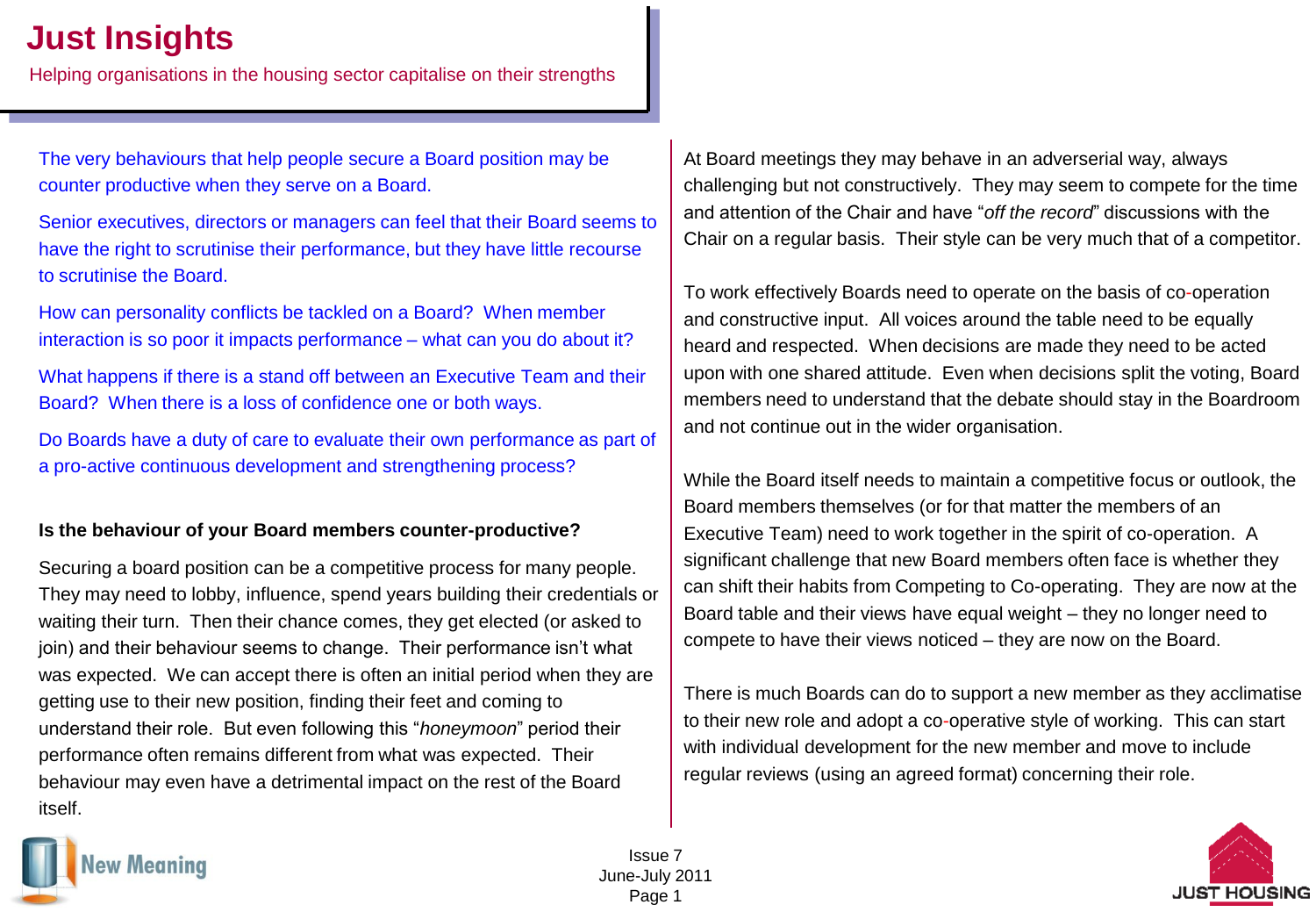# Just Insights

Helping organisations in the housing sector capitalise on their strengths

The very behaviours that help people secure a Board position may be counter productive when they serve on a Board.

Senior executives, directors or managers can feel that their Board seems to have the right to scrutinise their performance, but they have little recourse to scrutinise the Board.

How can personality conflicts be tackled on a Board? When member interaction is so poor it impacts performance – what can you do about it?

What happens if there is a stand off between an Executive Team and their Board? When there is a loss of confidence one or both ways.

Do Boards have a duty of care to evaluate their own performance as part of a pro-active continuous development and strengthening process?

**Is the behaviour of your Board members counter-productive?**

Securing a board position can be a competitive process for many people. They may need to lobby, influence, spend years building their credentials or waiting their turn. Then their chance comes, they get elected (or asked to join) and their behaviour seems to change. Their performance isn't what was expected. We can accept there is often an initial period when they are getting use to their new position, finding their feet and coming to understand their role. But even following this "*honeymoon*" period their performance often remains different from what was expected. Their behaviour may even have a detrimental impact on the rest of the Board itself.

At Board meetings they may behave in an adverserial way, always challenging but not constructively. They may seem to compete for the time and attention of the Chair and have "*off the record*" discussions with the Chair on a regular basis. Their style can be very much that of a competitor.

To work effectively Boards need to operate on the basis of co-operation and constructive input. All voices around the table need to be equally heard and respected. When decisions are made they need to be acted upon with one shared attitude. Even when decisions split the voting, Board members need to understand that the debate should stay in the Boardroom and not continue out in the wider organisation.

While the Board itself needs to maintain a competitive focus or outlook, the Board members themselves (or for that matter the members of an Executive Team) need to work together in the spirit of co-operation. A significant challenge that new Board members often face is whether they can shift their habits from Competing to Co-operating. They are now at the Board table and their views have equal weight – they no longer need to compete to have their views noticed – they are now on the Board.

There is much Boards can do to support a new member as they acclimatise to their new role and adopt a co-operative style of working. This can start with individual development for the new member and move to include regular reviews (using an agreed format) concerning their role.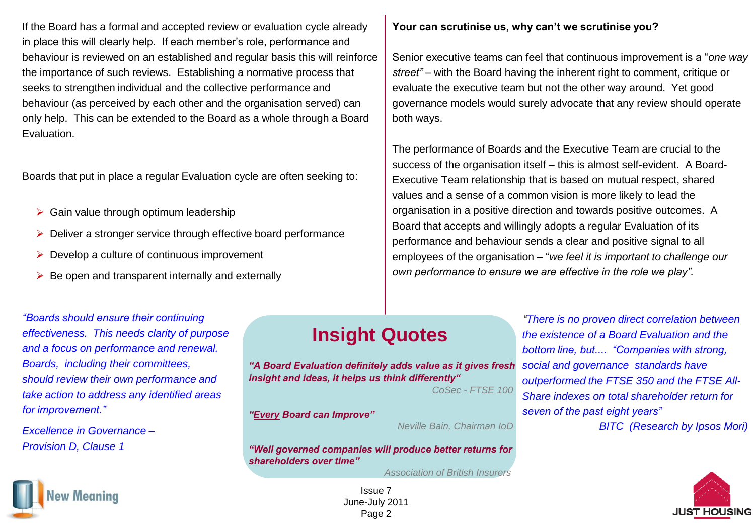If the Board has a formal and accepted review or evaluation cycle already in place this will clearly help. If each member's role, performance and behaviour is reviewed on an established and regular basis this will reinforce the importance of such reviews. Establishing a normative process that seeks to strengthen individual and the collective performance and behaviour (as perceived by each other and the organisation served) can only help. This can be extended to the Board as a whole through a Board Evaluation.

Boards that put in place a regular Evaluation cycle are often seeking to:

- Gain value through optimum leadership
- Deliver a stronger service through effective board performance
- Develop a culture of continuous improvement
- Be open and transparent internally and externally

**Your can scrutinise us, why can't we scrutinise you?**

Senior executive teams can feel that continuous improvement is a "*one way street*" – with the Board having the inherent right to comment, critique or evaluate the executive team but not the other way around. Yet good governance models would surely advocate that any review should operate both ways.

The performance of Boards and the Executive Team are crucial to the success of the organisation itself – this is almost self-evident. A Board-Executive Team relationship that is based on mutual respect, shared values and a sense of a common vision is more likely to lead the organisation in a positive direction and towards positive outcomes. A Board that accepts and willingly adopts a regular Evaluation of its performance and behaviour sends a clear and positive signal to all employees of the organisation – "*we feel it is important to challenge our own performance to ensure we are effective in the role we play".*

*"Boards should ensure their continuing effectiveness. This needs clarity of purpose and a focus on performance and renewal. Boards, including their committees, should review their own performance and take action to address any identified areas for improvement."*

*Excellence in Governance – Provision D, Clause 1*

## Insight Quotes

***"A Board Evaluation definitely adds value as it gives fresh insight and ideas, it helps us think differently"***

*CoSec - FTSE 100*

***"Every Board can Improve"***

*Neville Bain, Chairman IoD*

***"Well governed companies will produce better returns for shareholders over time"***

*Association of British Insurers*

*"There is no proven direct correlation between the existence of a Board Evaluation and the bottom line, but.... "Companies with strong, social and governance standards have outperformed the FTSE 350 and the FTSE All-Share indexes on total shareholder return for seven of the past eight years"*

*BITC (Research by Ipsos Mori)*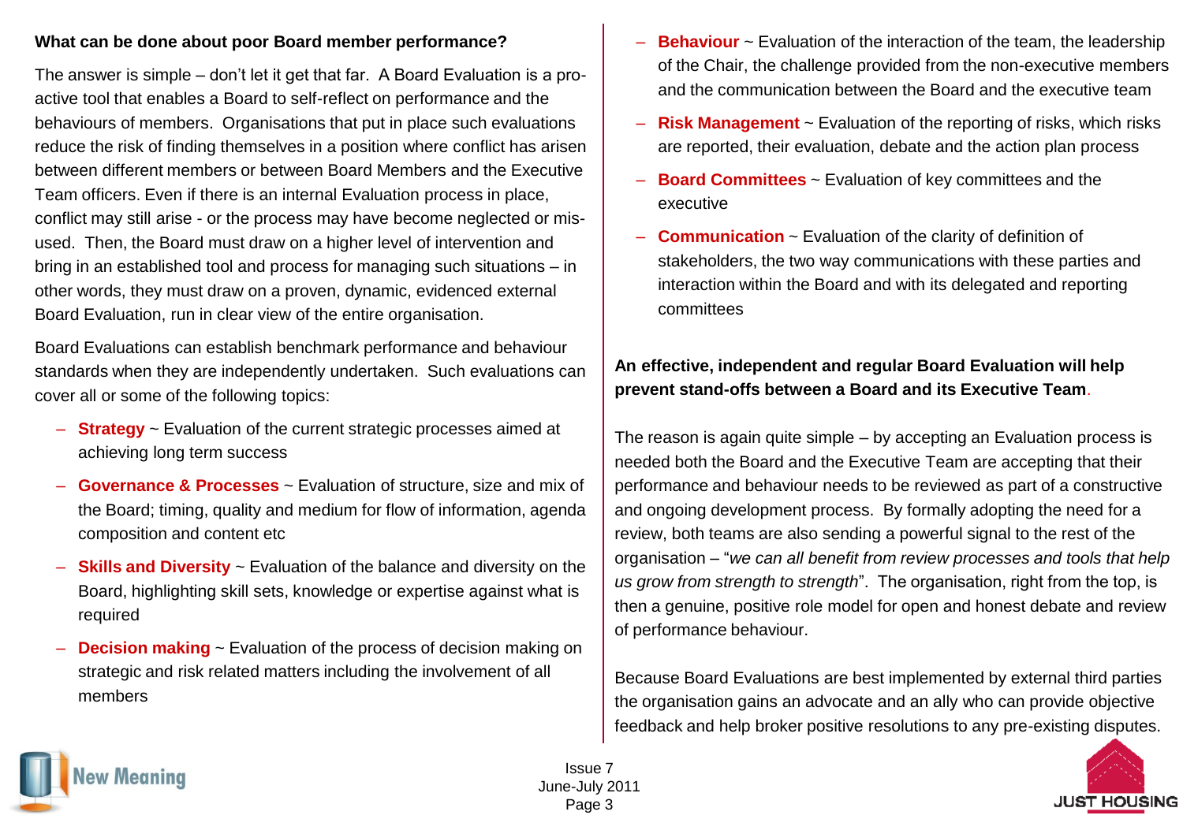**What can be done about poor Board member performance?**

The answer is simple – don't let it get that far. A Board Evaluation is a pro-active tool that enables a Board to self-reflect on performance and the behaviours of members. Organisations that put in place such evaluations reduce the risk of finding themselves in a position where conflict has arisen between different members or between Board Members and the Executive Team officers. Even if there is an internal Evaluation process in place, conflict may still arise - or the process may have become neglected or mis-used. Then, the Board must draw on a higher level of intervention and bring in an established tool and process for managing such situations – in other words, they must draw on a proven, dynamic, evidenced external Board Evaluation, run in clear view of the entire organisation.

Board Evaluations can establish benchmark performance and behaviour standards when they are independently undertaken. Such evaluations can cover all or some of the following topics:

- **Strategy** ~ Evaluation of the current strategic processes aimed at achieving long term success
- **Governance & Processes** ~ Evaluation of structure, size and mix of the Board; timing, quality and medium for flow of information, agenda composition and content etc
- **Skills and Diversity** ~ Evaluation of the balance and diversity on the Board, highlighting skill sets, knowledge or expertise against what is required
- **Decision making** ~ Evaluation of the process of decision making on strategic and risk related matters including the involvement of all members
- **Behaviour** ~ Evaluation of the interaction of the team, the leadership of the Chair, the challenge provided from the non-executive members and the communication between the Board and the executive team
- **Risk Management** ~ Evaluation of the reporting of risks, which risks are reported, their evaluation, debate and the action plan process
- **Board Committees** ~ Evaluation of key committees and the executive
- **Communication** ~ Evaluation of the clarity of definition of stakeholders, the two way communications with these parties and interaction within the Board and with its delegated and reporting committees

**An effective, independent and regular Board Evaluation will help prevent stand-offs between a Board and its Executive Team.**

The reason is again quite simple – by accepting an Evaluation process is needed both the Board and the Executive Team are accepting that their performance and behaviour needs to be reviewed as part of a constructive and ongoing development process. By formally adopting the need for a review, both teams are also sending a powerful signal to the rest of the organisation – "*we can all benefit from review processes and tools that help us grow from strength to strength*". The organisation, right from the top, is then a genuine, positive role model for open and honest debate and review of performance behaviour.

Because Board Evaluations are best implemented by external third parties the organisation gains an advocate and an ally who can provide objective feedback and help broker positive resolutions to any pre-existing disputes.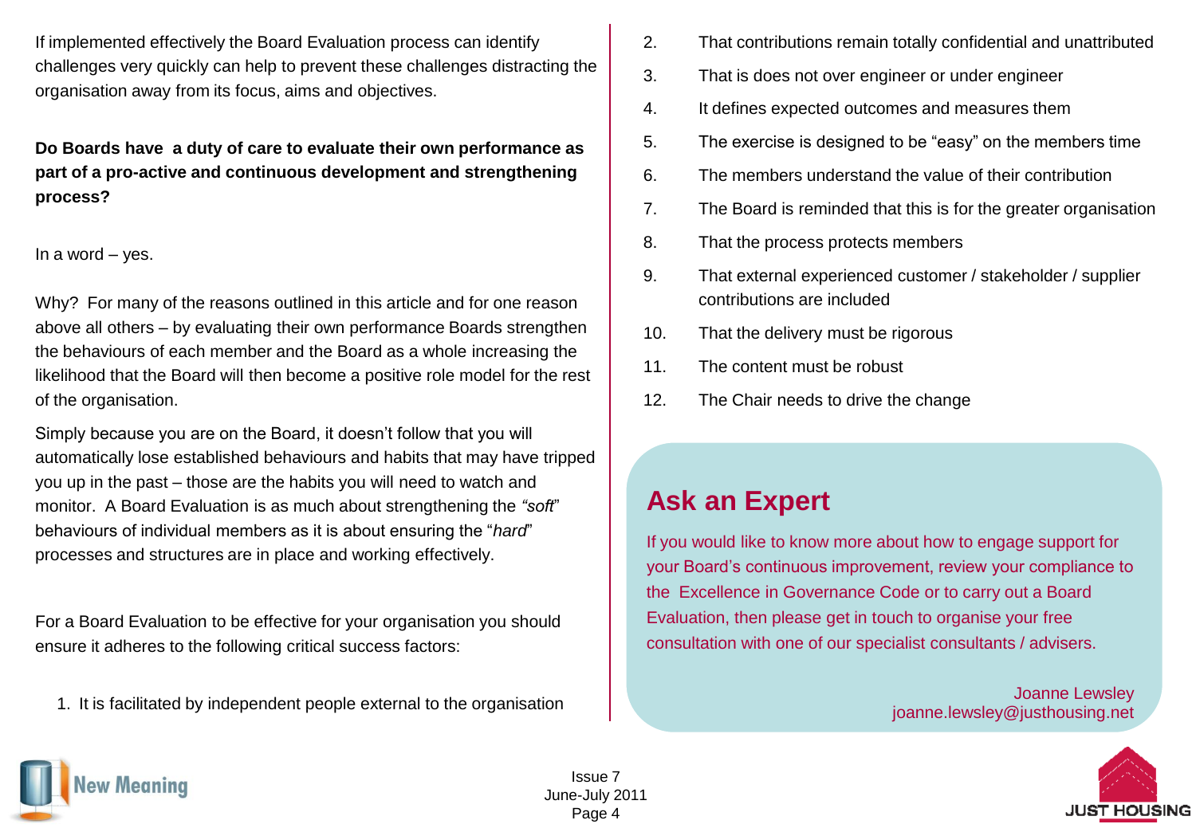If implemented effectively the Board Evaluation process can identify challenges very quickly can help to prevent these challenges distracting the organisation away from its focus, aims and objectives.

**Do Boards have a duty of care to evaluate their own performance as part of a pro-active and continuous development and strengthening process?**

In a word – yes.

Why? For many of the reasons outlined in this article and for one reason above all others – by evaluating their own performance Boards strengthen the behaviours of each member and the Board as a whole increasing the likelihood that the Board will then become a positive role model for the rest of the organisation.

Simply because you are on the Board, it doesn't follow that you will automatically lose established behaviours and habits that may have tripped you up in the past – those are the habits you will need to watch and monitor. A Board Evaluation is as much about strengthening the *"soft"* behaviours of individual members as it is about ensuring the "*hard*" processes and structures are in place and working effectively.

For a Board Evaluation to be effective for your organisation you should ensure it adheres to the following critical success factors:

1. It is facilitated by independent people external to the organisation
2. That contributions remain totally confidential and unattributed
3. That is does not over engineer or under engineer
4. It defines expected outcomes and measures them
5. The exercise is designed to be "easy" on the members time
6. The members understand the value of their contribution
7. The Board is reminded that this is for the greater organisation
8. That the process protects members
9. That external experienced customer / stakeholder / supplier contributions are included
10. That the delivery must be rigorous
11. The content must be robust
12. The Chair needs to drive the change

## Ask an Expert

If you would like to know more about how to engage support for your Board's continuous improvement, review your compliance to the Excellence in Governance Code or to carry out a Board Evaluation, then please get in touch to organise your free consultation with one of our specialist consultants / advisers.

Joanne Lewsley
joanne.lewsley@justhousing.net